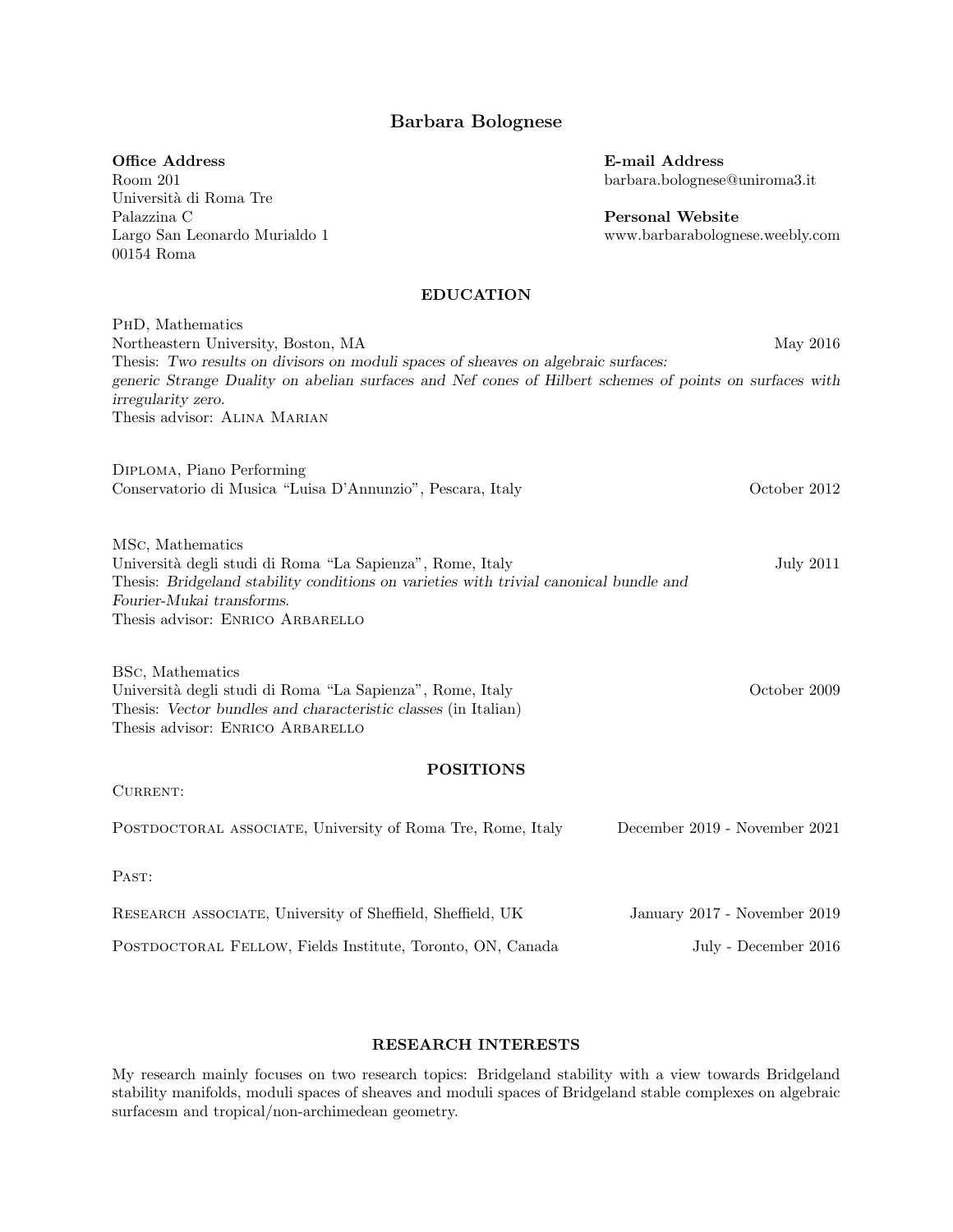# Barbara Bolognese

**Office Address**
Room 201
Università di Roma Tre
Palazzina C
Largo San Leonardo Murialdo 1
00154 Roma

**E-mail Address**
barbara.bolognese@uniroma3.it

**Personal Website**
www.barbarabolognese.weebly.com

## EDUCATION

PhD, Mathematics
Northeastern University, Boston, MA — May 2016
Thesis: *Two results on divisors on moduli spaces of sheaves on algebraic surfaces: generic Strange Duality on abelian surfaces and Nef cones of Hilbert schemes of points on surfaces with irregularity zero.*
Thesis advisor: Alina Marian

Diploma, Piano Performing
Conservatorio di Musica "Luisa D'Annunzio", Pescara, Italy — October 2012

MSc, Mathematics
Università degli studi di Roma "La Sapienza", Rome, Italy — July 2011
Thesis: *Bridgeland stability conditions on varieties with trivial canonical bundle and Fourier-Mukai transforms.*
Thesis advisor: Enrico Arbarello

BSc, Mathematics
Università degli studi di Roma "La Sapienza", Rome, Italy — October 2009
Thesis: *Vector bundles and characteristic classes* (in Italian)
Thesis advisor: Enrico Arbarello

## POSITIONS

Current:

Postdoctoral associate, University of Roma Tre, Rome, Italy — December 2019 - November 2021

Past:

Research associate, University of Sheffield, Sheffield, UK — January 2017 - November 2019

Postdoctoral Fellow, Fields Institute, Toronto, ON, Canada — July - December 2016

## RESEARCH INTERESTS

My research mainly focuses on two research topics: Bridgeland stability with a view towards Bridgeland stability manifolds, moduli spaces of sheaves and moduli spaces of Bridgeland stable complexes on algebraic surfacesm and tropical/non-archimedean geometry.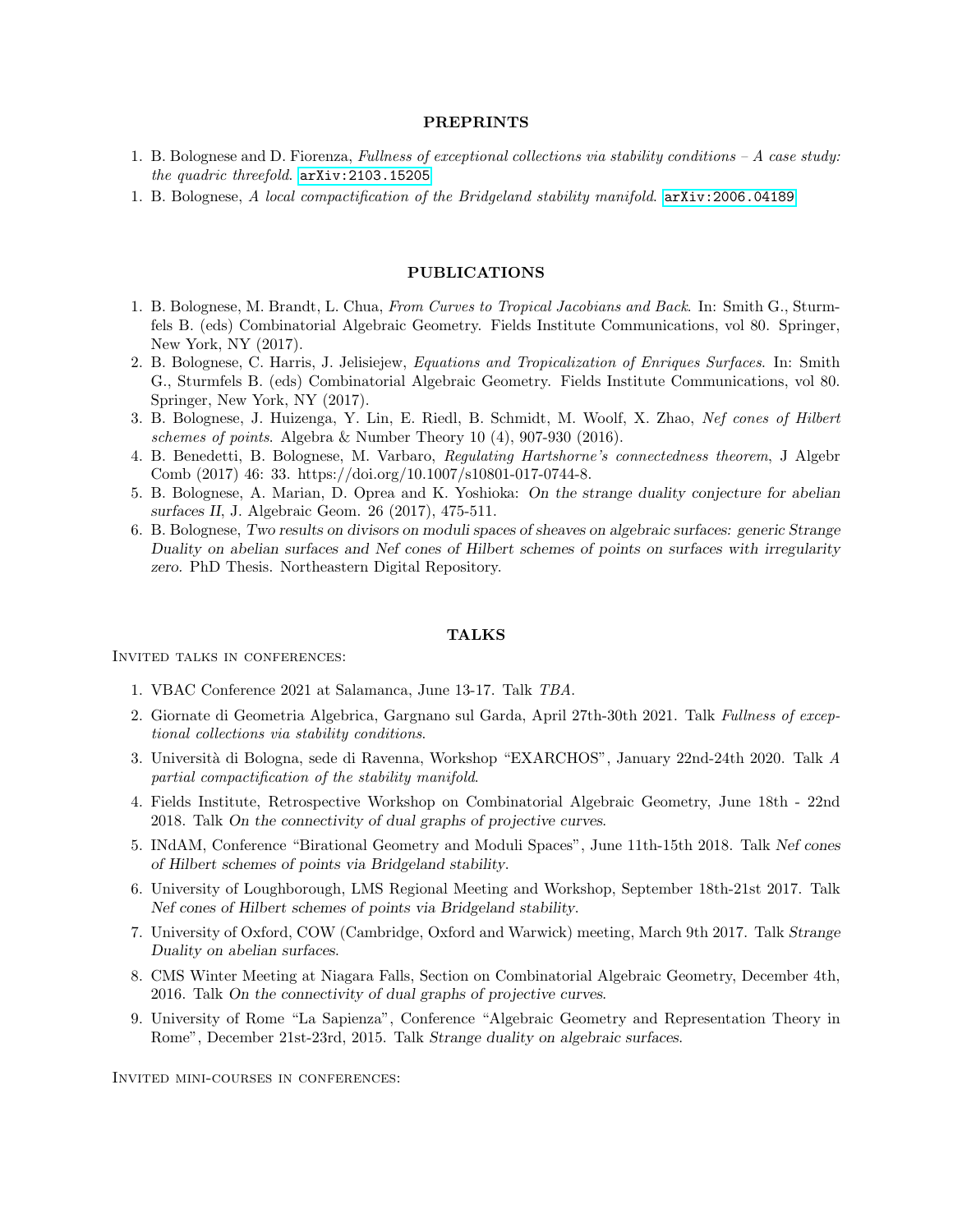## PREPRINTS

1. B. Bolognese and D. Fiorenza, *Fullness of exceptional collections via stability conditions – A case study: the quadric threefold*. arXiv:2103.15205
1. B. Bolognese, *A local compactification of the Bridgeland stability manifold*. arXiv:2006.04189

## PUBLICATIONS

1. B. Bolognese, M. Brandt, L. Chua, *From Curves to Tropical Jacobians and Back*. In: Smith G., Sturmfels B. (eds) Combinatorial Algebraic Geometry. Fields Institute Communications, vol 80. Springer, New York, NY (2017).
2. B. Bolognese, C. Harris, J. Jelisiejew, *Equations and Tropicalization of Enriques Surfaces*. In: Smith G., Sturmfels B. (eds) Combinatorial Algebraic Geometry. Fields Institute Communications, vol 80. Springer, New York, NY (2017).
3. B. Bolognese, J. Huizenga, Y. Lin, E. Riedl, B. Schmidt, M. Woolf, X. Zhao, *Nef cones of Hilbert schemes of points*. Algebra & Number Theory 10 (4), 907-930 (2016).
4. B. Benedetti, B. Bolognese, M. Varbaro, *Regulating Hartshorne's connectedness theorem*, J Algebr Comb (2017) 46: 33. https://doi.org/10.1007/s10801-017-0744-8.
5. B. Bolognese, A. Marian, D. Oprea and K. Yoshioka: *On the strange duality conjecture for abelian surfaces II*, J. Algebraic Geom. 26 (2017), 475-511.
6. B. Bolognese, *Two results on divisors on moduli spaces of sheaves on algebraic surfaces: generic Strange Duality on abelian surfaces and Nef cones of Hilbert schemes of points on surfaces with irregularity zero*. PhD Thesis. Northeastern Digital Repository.

## TALKS

Invited talks in conferences:

1. VBAC Conference 2021 at Salamanca, June 13-17. Talk *TBA*.
2. Giornate di Geometria Algebrica, Gargnano sul Garda, April 27th-30th 2021. Talk *Fullness of exceptional collections via stability conditions*.
3. Università di Bologna, sede di Ravenna, Workshop "EXARCHOS", January 22nd-24th 2020. Talk *A partial compactification of the stability manifold*.
4. Fields Institute, Retrospective Workshop on Combinatorial Algebraic Geometry, June 18th - 22nd 2018. Talk *On the connectivity of dual graphs of projective curves*.
5. INdAM, Conference "Birational Geometry and Moduli Spaces", June 11th-15th 2018. Talk *Nef cones of Hilbert schemes of points via Bridgeland stability*.
6. University of Loughborough, LMS Regional Meeting and Workshop, September 18th-21st 2017. Talk *Nef cones of Hilbert schemes of points via Bridgeland stability*.
7. University of Oxford, COW (Cambridge, Oxford and Warwick) meeting, March 9th 2017. Talk *Strange Duality on abelian surfaces*.
8. CMS Winter Meeting at Niagara Falls, Section on Combinatorial Algebraic Geometry, December 4th, 2016. Talk *On the connectivity of dual graphs of projective curves*.
9. University of Rome "La Sapienza", Conference "Algebraic Geometry and Representation Theory in Rome", December 21st-23rd, 2015. Talk *Strange duality on algebraic surfaces*.

Invited mini-courses in conferences: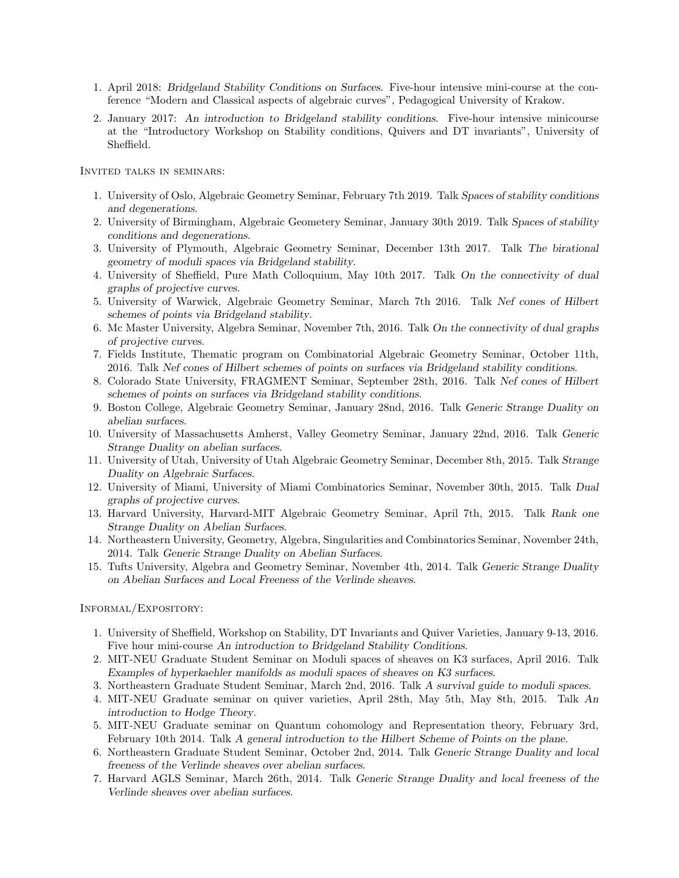1. April 2018: *Bridgeland Stability Conditions on Surfaces.* Five-hour intensive mini-course at the conference "Modern and Classical aspects of algebraic curves", Pedagogical University of Krakow.
2. January 2017: *An introduction to Bridgeland stability conditions.* Five-hour intensive minicourse at the "Introductory Workshop on Stability conditions, Quivers and DT invariants", University of Sheffield.

Invited talks in seminars:

1. University of Oslo, Algebraic Geometry Seminar, February 7th 2019. Talk *Spaces of stability conditions and degenerations.*
2. University of Birmingham, Algebraic Geometery Seminar, January 30th 2019. Talk *Spaces of stability conditions and degenerations.*
3. University of Plymouth, Algebraic Geometry Seminar, December 13th 2017. Talk *The birational geometry of moduli spaces via Bridgeland stability.*
4. University of Sheffield, Pure Math Colloquium, May 10th 2017. Talk *On the connectivity of dual graphs of projective curves.*
5. University of Warwick, Algebraic Geometry Seminar, March 7th 2016. Talk *Nef cones of Hilbert schemes of points via Bridgeland stability.*
6. Mc Master University, Algebra Seminar, November 7th, 2016. Talk *On the connectivity of dual graphs of projective curves.*
7. Fields Institute, Thematic program on Combinatorial Algebraic Geometry Seminar, October 11th, 2016. Talk *Nef cones of Hilbert schemes of points on surfaces via Bridgeland stability conditions.*
8. Colorado State University, FRAGMENT Seminar, September 28th, 2016. Talk *Nef cones of Hilbert schemes of points on surfaces via Bridgeland stability conditions.*
9. Boston College, Algebraic Geometry Seminar, January 28nd, 2016. Talk *Generic Strange Duality on abelian surfaces.*
10. University of Massachusetts Amherst, Valley Geometry Seminar, January 22nd, 2016. Talk *Generic Strange Duality on abelian surfaces.*
11. University of Utah, University of Utah Algebraic Geometry Seminar, December 8th, 2015. Talk *Strange Duality on Algebraic Surfaces.*
12. University of Miami, University of Miami Combinatorics Seminar, November 30th, 2015. Talk *Dual graphs of projective curves.*
13. Harvard University, Harvard-MIT Algebraic Geometry Seminar, April 7th, 2015. Talk *Rank one Strange Duality on Abelian Surfaces.*
14. Northeastern University, Geometry, Algebra, Singularities and Combinatorics Seminar, November 24th, 2014. Talk *Generic Strange Duality on Abelian Surfaces.*
15. Tufts University, Algebra and Geometry Seminar, November 4th, 2014. Talk *Generic Strange Duality on Abelian Surfaces and Local Freeness of the Verlinde sheaves.*

Informal/Expository:

1. University of Sheffield, Workshop on Stability, DT Invariants and Quiver Varieties, January 9-13, 2016. Five hour mini-course *An introduction to Bridgeland Stability Conditions.*
2. MIT-NEU Graduate Student Seminar on Moduli spaces of sheaves on K3 surfaces, April 2016. Talk *Examples of hyperkaehler manifolds as moduli spaces of sheaves on K3 surfaces.*
3. Northeastern Graduate Student Seminar, March 2nd, 2016. Talk *A survival guide to moduli spaces.*
4. MIT-NEU Graduate seminar on quiver varieties, April 28th, May 5th, May 8th, 2015. Talk *An introduction to Hodge Theory.*
5. MIT-NEU Graduate seminar on Quantum cohomology and Representation theory, February 3rd, February 10th 2014. Talk *A general introduction to the Hilbert Scheme of Points on the plane.*
6. Northeastern Graduate Student Seminar, October 2nd, 2014. Talk *Generic Strange Duality and local freeness of the Verlinde sheaves over abelian surfaces.*
7. Harvard AGLS Seminar, March 26th, 2014. Talk *Generic Strange Duality and local freeness of the Verlinde sheaves over abelian surfaces.*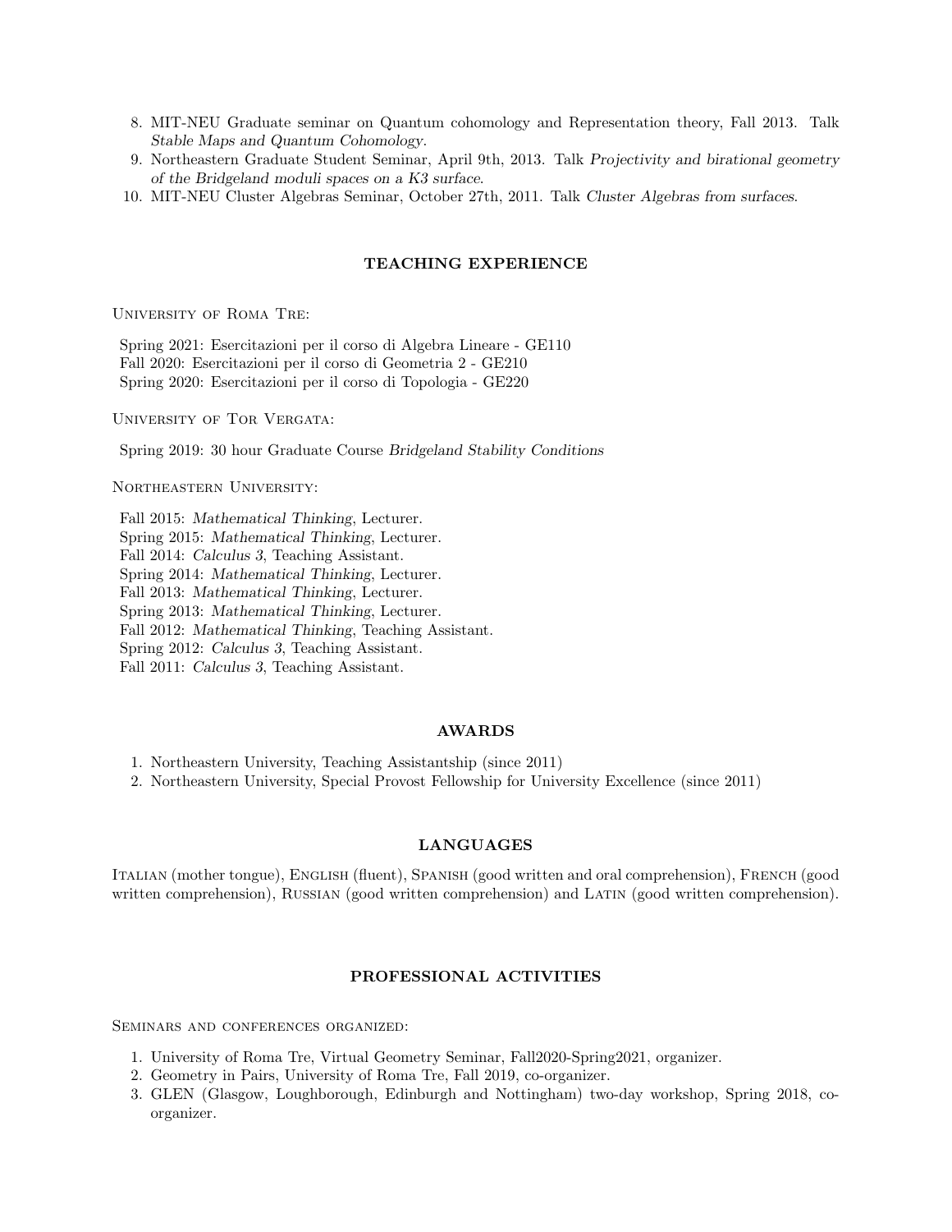8. MIT-NEU Graduate seminar on Quantum cohomology and Representation theory, Fall 2013. Talk *Stable Maps and Quantum Cohomology*.
9. Northeastern Graduate Student Seminar, April 9th, 2013. Talk *Projectivity and birational geometry of the Bridgeland moduli spaces on a K3 surface*.
10. MIT-NEU Cluster Algebras Seminar, October 27th, 2011. Talk *Cluster Algebras from surfaces*.

## TEACHING EXPERIENCE

University of Roma Tre:

Spring 2021: Esercitazioni per il corso di Algebra Lineare - GE110
Fall 2020: Esercitazioni per il corso di Geometria 2 - GE210
Spring 2020: Esercitazioni per il corso di Topologia - GE220

University of Tor Vergata:

Spring 2019: 30 hour Graduate Course *Bridgeland Stability Conditions*

Northeastern University:

Fall 2015: *Mathematical Thinking*, Lecturer.
Spring 2015: *Mathematical Thinking*, Lecturer.
Fall 2014: *Calculus 3*, Teaching Assistant.
Spring 2014: *Mathematical Thinking*, Lecturer.
Fall 2013: *Mathematical Thinking*, Lecturer.
Spring 2013: *Mathematical Thinking*, Lecturer.
Fall 2012: *Mathematical Thinking*, Teaching Assistant.
Spring 2012: *Calculus 3*, Teaching Assistant.
Fall 2011: *Calculus 3*, Teaching Assistant.

## AWARDS

1. Northeastern University, Teaching Assistantship (since 2011)
2. Northeastern University, Special Provost Fellowship for University Excellence (since 2011)

## LANGUAGES

Italian (mother tongue), English (fluent), Spanish (good written and oral comprehension), French (good written comprehension), Russian (good written comprehension) and Latin (good written comprehension).

## PROFESSIONAL ACTIVITIES

Seminars and conferences organized:

1. University of Roma Tre, Virtual Geometry Seminar, Fall2020-Spring2021, organizer.
2. Geometry in Pairs, University of Roma Tre, Fall 2019, co-organizer.
3. GLEN (Glasgow, Loughborough, Edinburgh and Nottingham) two-day workshop, Spring 2018, co-organizer.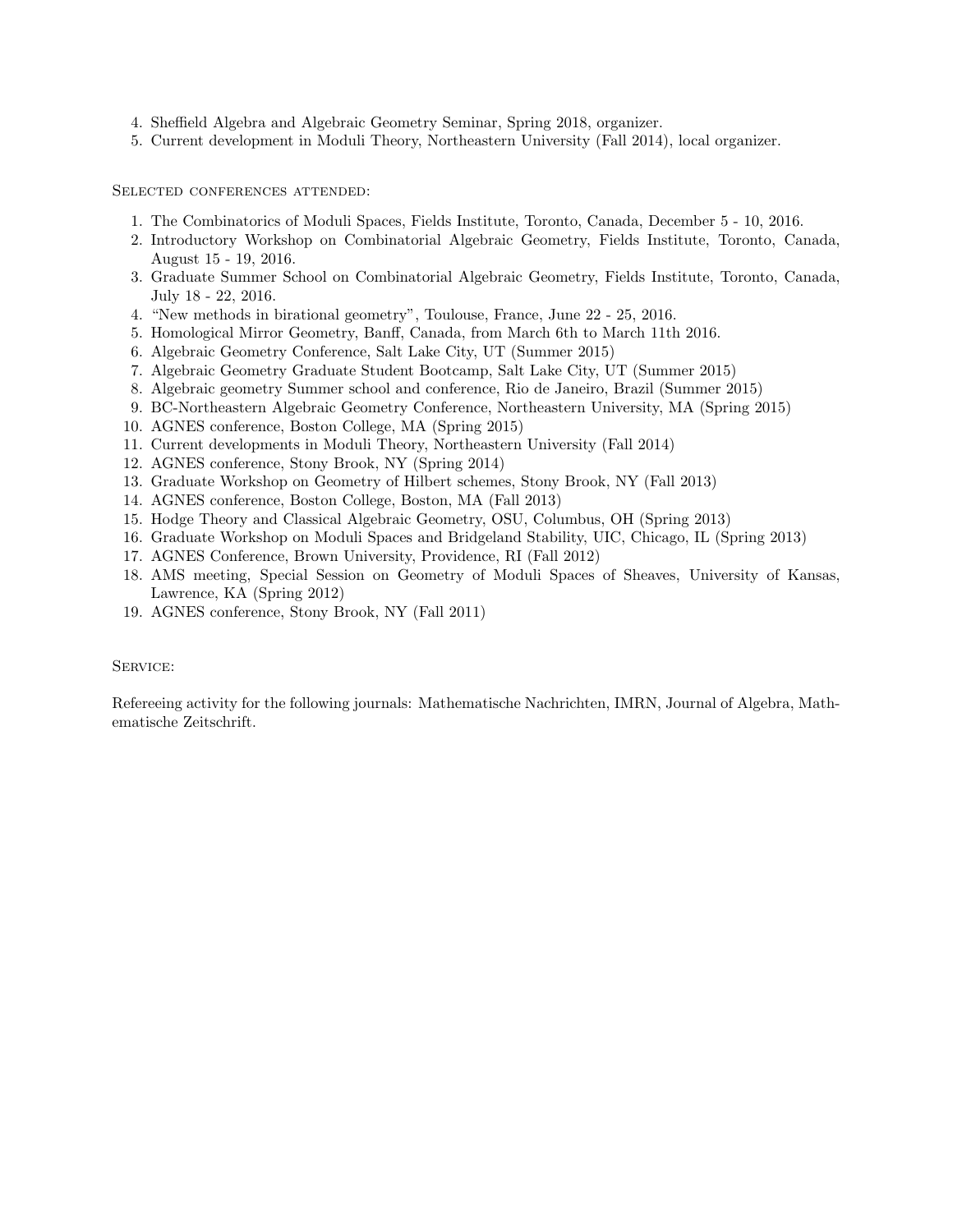4. Sheffield Algebra and Algebraic Geometry Seminar, Spring 2018, organizer.
5. Current development in Moduli Theory, Northeastern University (Fall 2014), local organizer.

Selected conferences attended:

1. The Combinatorics of Moduli Spaces, Fields Institute, Toronto, Canada, December 5 - 10, 2016.
2. Introductory Workshop on Combinatorial Algebraic Geometry, Fields Institute, Toronto, Canada, August 15 - 19, 2016.
3. Graduate Summer School on Combinatorial Algebraic Geometry, Fields Institute, Toronto, Canada, July 18 - 22, 2016.
4. "New methods in birational geometry", Toulouse, France, June 22 - 25, 2016.
5. Homological Mirror Geometry, Banff, Canada, from March 6th to March 11th 2016.
6. Algebraic Geometry Conference, Salt Lake City, UT (Summer 2015)
7. Algebraic Geometry Graduate Student Bootcamp, Salt Lake City, UT (Summer 2015)
8. Algebraic geometry Summer school and conference, Rio de Janeiro, Brazil (Summer 2015)
9. BC-Northeastern Algebraic Geometry Conference, Northeastern University, MA (Spring 2015)
10. AGNES conference, Boston College, MA (Spring 2015)
11. Current developments in Moduli Theory, Northeastern University (Fall 2014)
12. AGNES conference, Stony Brook, NY (Spring 2014)
13. Graduate Workshop on Geometry of Hilbert schemes, Stony Brook, NY (Fall 2013)
14. AGNES conference, Boston College, Boston, MA (Fall 2013)
15. Hodge Theory and Classical Algebraic Geometry, OSU, Columbus, OH (Spring 2013)
16. Graduate Workshop on Moduli Spaces and Bridgeland Stability, UIC, Chicago, IL (Spring 2013)
17. AGNES Conference, Brown University, Providence, RI (Fall 2012)
18. AMS meeting, Special Session on Geometry of Moduli Spaces of Sheaves, University of Kansas, Lawrence, KA (Spring 2012)
19. AGNES conference, Stony Brook, NY (Fall 2011)

Service:

Refereeing activity for the following journals: Mathematische Nachrichten, IMRN, Journal of Algebra, Mathematische Zeitschrift.